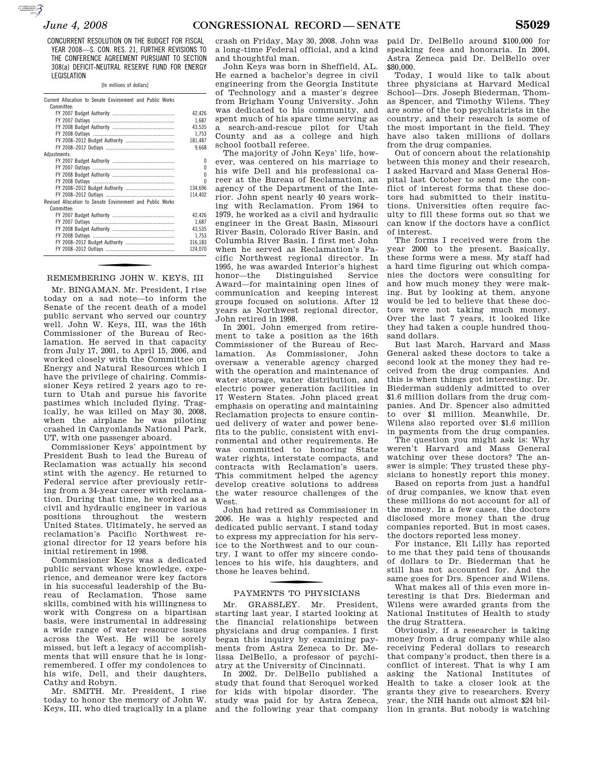CONCURRENT RESOLUTION ON THE BUDGET FOR FISCAL YEAR 2008—S. CON. RES. 21, FURTHER REVISIONS TO THE CONFERENCE AGREEMENT PURSUANT TO SECTION 308(a) DEFICIT-NEUTRAL RESERVE FUND FOR ENERGY LEGISLATION

[In millions of dollars]

| | |
|---|---|
| Current Allocation to Senate Environment and Public Works Committee: | |
| FY 2007 Budget Authority | 42,426 |
| FY 2007 Outlays | 1,687 |
| FY 2008 Budget Authority | 43,535 |
| FY 2008 Outlays | 1,753 |
| FY 2008–2012 Budget Authority | 181,487 |
| FY 2008–2012 Outlays | 9,668 |
| Adjustments: | |
| FY 2007 Budget Authority | 0 |
| FY 2007 Outlays | 0 |
| FY 2008 Budget Authority | 0 |
| FY 2008 Outlays | 0 |
| FY 2008–2012 Budget Authority | 134,696 |
| FY 2008–2012 Outlays | 114,402 |
| Revised Allocation to Senate Environment and Public Works Committee: | |
| FY 2007 Budget Authority | 42,426 |
| FY 2007 Outlays | 1,687 |
| FY 2008 Budget Authority | 43,535 |
| FY 2008 Outlays | 1,753 |
| FY 2008–2012 Budget Authority | 316,183 |
| FY 2008–2012 Outlays | 124,070 |

## REMEMBERING JOHN W. KEYS, III

Mr. BINGAMAN. Mr. President, I rise today on a sad note—to inform the Senate of the recent death of a model public servant who served our country well. John W. Keys, III, was the 16th Commissioner of the Bureau of Reclamation. He served in that capacity from July 17, 2001, to April 15, 2006, and worked closely with the Committee on Energy and Natural Resources which I have the privilege of chairing. Commissioner Keys retired 2 years ago to return to Utah and pursue his favorite pastimes which included flying. Tragically, he was killed on May 30, 2008, when the airplane he was piloting crashed in Canyonlands National Park, UT, with one passenger aboard.

Commissioner Keys' appointment by President Bush to lead the Bureau of Reclamation was actually his second stint with the agency. He returned to Federal service after previously retiring from a 34-year career with reclamation. During that time, he worked as a civil and hydraulic engineer in various positions throughout the western United States. Ultimately, he served as reclamation's Pacific Northwest regional director for 12 years before his initial retirement in 1998.

Commissioner Keys was a dedicated public servant whose knowledge, experience, and demeanor were key factors in his successful leadership of the Bureau of Reclamation. Those same skills, combined with his willingness to work with Congress on a bipartisan basis, were instrumental in addressing a wide range of water resource issues across the West. He will be sorely missed, but left a legacy of accomplishments that will ensure that he is long-remembered. I offer my condolences to his wife, Dell, and their daughters, Cathy and Robyn.

Mr. SMITH. Mr. President, I rise today to honor the memory of John W. Keys, III, who died tragically in a plane crash on Friday, May 30, 2008. John was a long-time Federal official, and a kind and thoughtful man.

John Keys was born in Sheffield, AL. He earned a bachelor's degree in civil engineering from the Georgia Institute of Technology and a master's degree from Brigham Young University. John was dedicated to his community, and spent much of his spare time serving as a search-and-rescue pilot for Utah County and as a college and high school football referee.

The majority of John Keys' life, however, was centered on his marriage to his wife Dell and his professional career at the Bureau of Reclamation, an agency of the Department of the Interior. John spent nearly 40 years working with Reclamation. From 1964 to 1979, he worked as a civil and hydraulic engineer in the Great Basin, Missouri River Basin, Colorado River Basin, and Columbia River Basin. I first met John when he served as Reclamation's Pacific Northwest regional director. In 1995, he was awarded Interior's highest honor—the Distinguished Service Award—for maintaining open lines of communication and keeping interest groups focused on solutions. After 12 years as Northwest regional director, John retired in 1998.

In 2001, John emerged from retirement to take a position as the 16th Commissioner of the Bureau of Reclamation. As Commissioner, John oversaw a venerable agency charged with the operation and maintenance of water storage, water distribution, and electric power generation facilities in 17 Western States. John placed great emphasis on operating and maintaining Reclamation projects to ensure continued delivery of water and power benefits to the public, consistent with environmental and other requirements. He was committed to honoring State water rights, interstate compacts, and contracts with Reclamation's users. This commitment helped the agency develop creative solutions to address the water resource challenges of the West.

John had retired as Commissioner in 2006. He was a highly respected and dedicated public servant. I stand today to express my appreciation for his service to the Northwest and to our country. I want to offer my sincere condolences to his wife, his daughters, and those he leaves behind.

## PAYMENTS TO PHYSICIANS

Mr. GRASSLEY. Mr. President, starting last year, I started looking at the financial relationships between physicians and drug companies. I first began this inquiry by examining payments from Astra Zeneca to Dr. Melissa DelBello, a professor of psychiatry at the University of Cincinnati.

In 2002, Dr. DelBello published a study that found that Seroquel worked for kids with bipolar disorder. The study was paid for by Astra Zeneca, and the following year that company paid Dr. DelBello around $100,000 for speaking fees and honoraria. In 2004, Astra Zeneca paid Dr. DelBello over $80,000.

Today, I would like to talk about three physicians at Harvard Medical School—Drs. Joseph Biederman, Thomas Spencer, and Timothy Wilens. They are some of the top psychiatrists in the country, and their research is some of the most important in the field. They have also taken millions of dollars from the drug companies.

Out of concern about the relationship between this money and their research, I asked Harvard and Mass General Hospital last October to send me the conflict of interest forms that these doctors had submitted to their institutions. Universities often require faculty to fill these forms out so that we can know if the doctors have a conflict of interest.

The forms I received were from the year 2000 to the present. Basically, these forms were a mess. My staff had a hard time figuring out which companies the doctors were consulting for and how much money they were making. But by looking at them, anyone would be led to believe that these doctors were not taking much money. Over the last 7 years, it looked like they had taken a couple hundred thousand dollars.

But last March, Harvard and Mass General asked these doctors to take a second look at the money they had received from the drug companies. And this is when things got interesting. Dr. Biederman suddenly admitted to over $1.6 million dollars from the drug companies. And Dr. Spencer also admitted to over $1 million. Meanwhile, Dr. Wilens also reported over $1.6 million in payments from the drug companies.

The question you might ask is: Why weren't Harvard and Mass General watching over these doctors? The answer is simple: They trusted these physicians to honestly report this money.

Based on reports from just a handful of drug companies, we know that even these millions do not account for all of the money. In a few cases, the doctors disclosed more money than the drug companies reported. But in most cases, the doctors reported less money.

For instance, Eli Lilly has reported to me that they paid tens of thousands of dollars to Dr. Biederman that he still has not accounted for. And the same goes for Drs. Spencer and Wilens.

What makes all of this even more interesting is that Drs. Biederman and Wilens were awarded grants from the National Institutes of Health to study the drug Strattera.

Obviously, if a researcher is taking money from a drug company while also receiving Federal dollars to research that company's product, then there is a conflict of interest. That is why I am asking the National Institutes of Health to take a closer look at the grants they give to researchers. Every year, the NIH hands out almost $24 billion in grants. But nobody is watching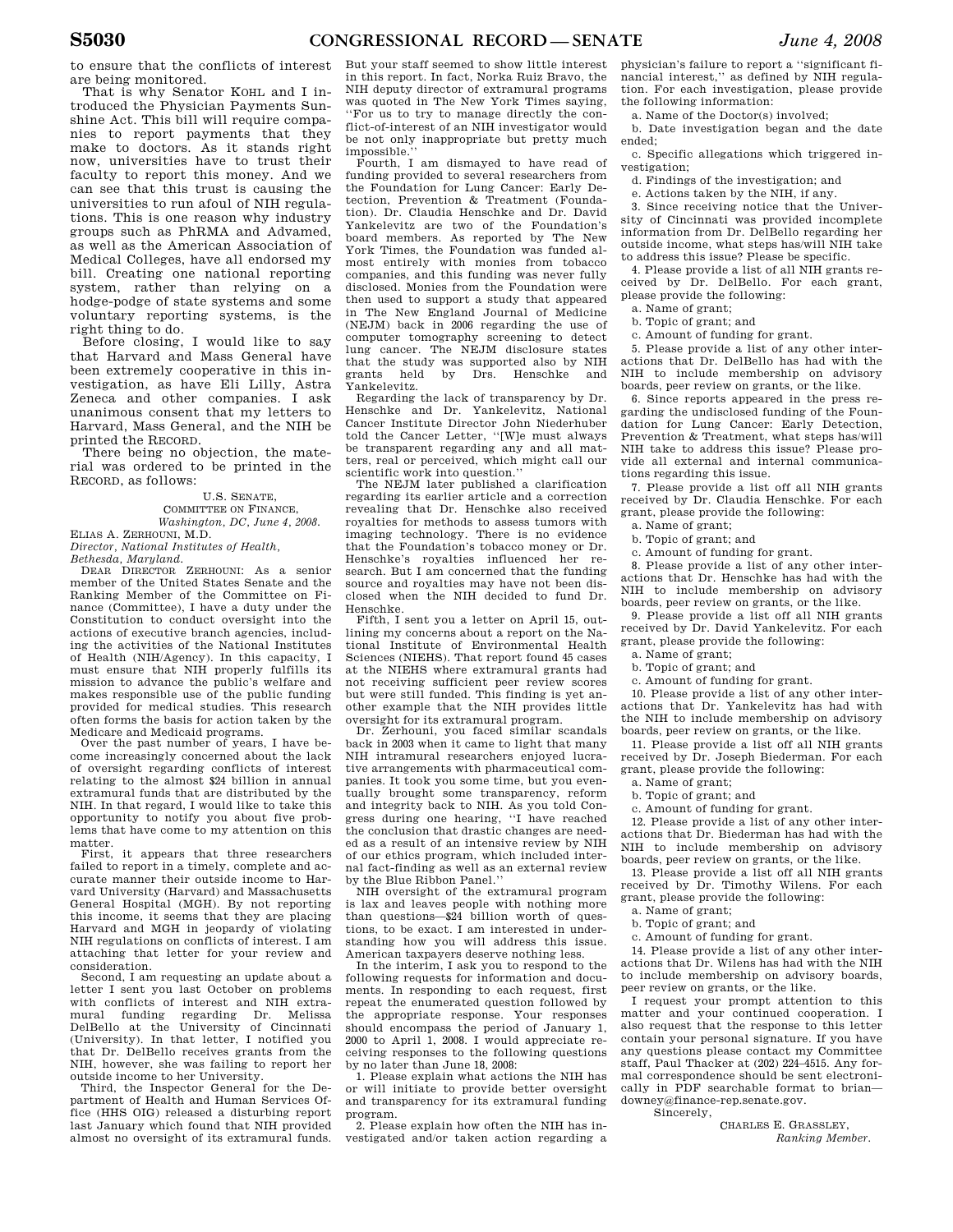to ensure that the conflicts of interest are being monitored.

That is why Senator KOHL and I introduced the Physician Payments Sunshine Act. This bill will require companies to report payments that they make to doctors. As it stands right now, universities have to trust their faculty to report this money. And we can see that this trust is causing the universities to run afoul of NIH regulations. This is one reason why industry groups such as PhRMA and Advamed, as well as the American Association of Medical Colleges, have all endorsed my bill. Creating one national reporting system, rather than relying on a hodge-podge of state systems and some voluntary reporting systems, is the right thing to do.

Before closing, I would like to say that Harvard and Mass General have been extremely cooperative in this investigation, as have Eli Lilly, Astra Zeneca and other companies. I ask unanimous consent that my letters to Harvard, Mass General, and the NIH be printed the RECORD.

There being no objection, the material was ordered to be printed in the RECORD, as follows:

U.S. SENATE,
COMMITTEE ON FINANCE,
*Washington, DC, June 4, 2008.*

ELIAS A. ZERHOUNI, M.D.
*Director, National Institutes of Health, Bethesda, Maryland.*

DEAR DIRECTOR ZERHOUNI: As a senior member of the United States Senate and the Ranking Member of the Committee on Finance (Committee), I have a duty under the Constitution to conduct oversight into the actions of executive branch agencies, including the activities of the National Institutes of Health (NIH/Agency). In this capacity, I must ensure that NIH properly fulfills its mission to advance the public's welfare and makes responsible use of the public funding provided for medical studies. This research often forms the basis for action taken by the Medicare and Medicaid programs.

Over the past number of years, I have become increasingly concerned about the lack of oversight regarding conflicts of interest relating to the almost $24 billion in annual extramural funds that are distributed by the NIH. In that regard, I would like to take this opportunity to notify you about five problems that have come to my attention on this matter.

First, it appears that three researchers failed to report in a timely, complete and accurate manner their outside income to Harvard University (Harvard) and Massachusetts General Hospital (MGH). By not reporting this income, it seems that they are placing Harvard and MGH in jeopardy of violating NIH regulations on conflicts of interest. I am attaching that letter for your review and consideration.

Second, I am requesting an update about a letter I sent you last October on problems with conflicts of interest and NIH extramural funding regarding Dr. Melissa DelBello at the University of Cincinnati (University). In that letter, I notified you that Dr. DelBello receives grants from the NIH, however, she was failing to report her outside income to her University.

Third, the Inspector General for the Department of Health and Human Services Office (HHS OIG) released a disturbing report last January which found that NIH provided almost no oversight of its extramural funds. But your staff seemed to show little interest in this report. In fact, Norka Ruiz Bravo, the NIH deputy director of extramural programs was quoted in The New York Times saying, "For us to try to manage directly the conflict-of-interest of an NIH investigator would be not only inappropriate but pretty much impossible."

Fourth, I am dismayed to have read of funding provided to several researchers from the Foundation for Lung Cancer: Early Detection, Prevention & Treatment (Foundation). Dr. Claudia Henschke and Dr. David Yankelevitz are two of the Foundation's board members. As reported by The New York Times, the Foundation was funded almost entirely with monies from tobacco companies, and this funding was never fully disclosed. Monies from the Foundation were then used to support a study that appeared in The New England Journal of Medicine (NEJM) back in 2006 regarding the use of computer tomography screening to detect lung cancer. The NEJM disclosure states that the study was supported also by NIH grants held by Drs. Henschke and Yankelevitz.

Regarding the lack of transparency by Dr. Henschke and Dr. Yankelevitz, National Cancer Institute Director John Niederhuber told the Cancer Letter, "[W]e must always be transparent regarding any and all matters, real or perceived, which might call our scientific work into question."

The NEJM later published a clarification regarding its earlier article and a correction revealing that Dr. Henschke also received royalties for methods to assess tumors with imaging technology. There is no evidence that the Foundation's tobacco money or Dr. Henschke's royalties influenced her research. But I am concerned that the funding source and royalties may have not been disclosed when the NIH decided to fund Dr. Henschke.

Fifth, I sent you a letter on April 15, outlining my concerns about a report on the National Institute of Environmental Health Sciences (NIEHS). That report found 45 cases at the NIEHS where extramural grants had not receiving sufficient peer review scores but were still funded. This finding is yet another example that the NIH provides little oversight for its extramural program.

Dr. Zerhouni, you faced similar scandals back in 2003 when it came to light that many NIH intramural researchers enjoyed lucrative arrangements with pharmaceutical companies. It took you some time, but you eventually brought some transparency, reform and integrity back to NIH. As you told Congress during one hearing, "I have reached the conclusion that drastic changes are needed as a result of an intensive review by NIH of our ethics program, which included internal fact-finding as well as an external review by the Blue Ribbon Panel."

NIH oversight of the extramural program is lax and leaves people with nothing more than questions—$24 billion worth of questions, to be exact. I am interested in understanding how you will address this issue. American taxpayers deserve nothing less.

In the interim, I ask you to respond to the following requests for information and documents. In responding to each request, first repeat the enumerated question followed by the appropriate response. Your responses should encompass the period of January 1, 2000 to April 1, 2008. I would appreciate receiving responses to the following questions by no later than June 18, 2008:

1. Please explain what actions the NIH has or will initiate to provide better oversight and transparency for its extramural funding program.

2. Please explain how often the NIH has investigated and/or taken action regarding a physician's failure to report a "significant financial interest," as defined by NIH regulation. For each investigation, please provide the following information:

a. Name of the Doctor(s) involved;

b. Date investigation began and the date ended;

c. Specific allegations which triggered investigation;

d. Findings of the investigation; and

e. Actions taken by the NIH, if any.

3. Since receiving notice that the University of Cincinnati was provided incomplete information from Dr. DelBello regarding her outside income, what steps has/will NIH take to address this issue? Please be specific.

4. Please provide a list of all NIH grants received by Dr. DelBello. For each grant, please provide the following:

a. Name of grant;

b. Topic of grant; and

c. Amount of funding for grant.

5. Please provide a list of any other interactions that Dr. DelBello has had with the NIH to include membership on advisory boards, peer review on grants, or the like.

6. Since reports appeared in the press regarding the undisclosed funding of the Foundation for Lung Cancer: Early Detection, Prevention & Treatment, what steps has/will NIH take to address this issue? Please provide all external and internal communications regarding this issue.

7. Please provide a list off all NIH grants received by Dr. Claudia Henschke. For each grant, please provide the following:

a. Name of grant;

b. Topic of grant; and

c. Amount of funding for grant.

8. Please provide a list of any other interactions that Dr. Henschke has had with the NIH to include membership on advisory boards, peer review on grants, or the like.

9. Please provide a list off all NIH grants received by Dr. David Yankelevitz. For each grant, please provide the following:

a. Name of grant;

b. Topic of grant; and

c. Amount of funding for grant.

10. Please provide a list of any other interactions that Dr. Yankelevitz has had with the NIH to include membership on advisory boards, peer review on grants, or the like.

11. Please provide a list off all NIH grants received by Dr. Joseph Biederman. For each grant, please provide the following:

a. Name of grant;

b. Topic of grant; and

c. Amount of funding for grant.

12. Please provide a list of any other interactions that Dr. Biederman has had with the NIH to include membership on advisory boards, peer review on grants, or the like.

13. Please provide a list off all NIH grants received by Dr. Timothy Wilens. For each grant, please provide the following:

a. Name of grant;

b. Topic of grant; and

c. Amount of funding for grant.

14. Please provide a list of any other interactions that Dr. Wilens has had with the NIH to include membership on advisory boards, peer review on grants, or the like.

I request your prompt attention to this matter and your continued cooperation. I also request that the response to this letter contain your personal signature. If you have any questions please contact my Committee staff, Paul Thacker at (202) 224–4515. Any formal correspondence should be sent electronically in PDF searchable format to brian—downey@finance-rep.senate.gov.

Sincerely,

CHARLES E. GRASSLEY,
*Ranking Member.*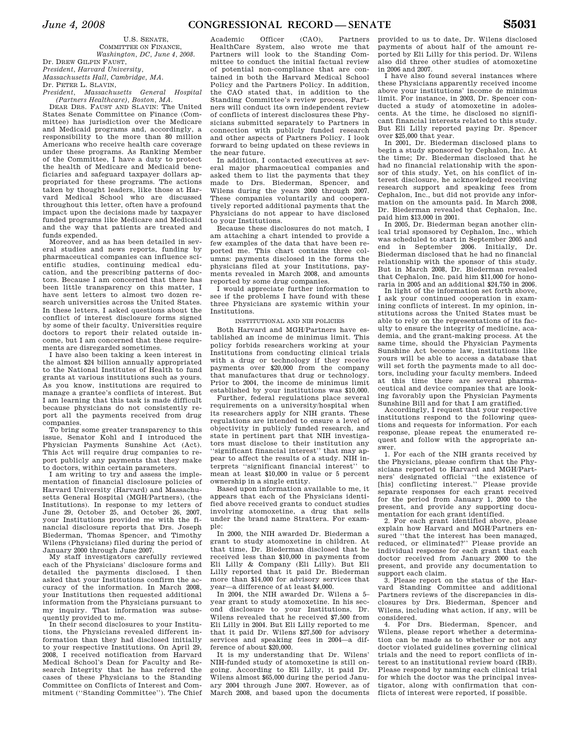U.S. SENATE,
COMMITTEE ON FINANCE,
*Washington, DC, June 4, 2008.*

Dr. DREW GILPIN FAUST,
*President, Harvard University,*
*Massachusetts Hall, Cambridge, MA.*
Dr. PETER L. SLAVIN,
*President, Massachusetts General Hospital (Partners Healthcare), Boston, MA.*

DEAR DRS. FAUST AND SLAVIN: The United States Senate Committee on Finance (Committee) has jurisdiction over the Medicare and Medicaid programs and, accordingly, a responsibility to the more than 80 million Americans who receive health care coverage under these programs. As Ranking Member of the Committee, I have a duty to protect the health of Medicare and Medicaid beneficiaries and safeguard taxpayer dollars appropriated for these programs. The actions taken by thought leaders, like those at Harvard Medical School who are discussed throughout this letter, often have a profound impact upon the decisions made by taxpayer funded programs like Medicare and Medicaid and the way that patients are treated and funds expended.

Moreover, and as has been detailed in several studies and news reports, funding by pharmaceutical companies can influence scientific studies, continuing medical education, and the prescribing patterns of doctors. Because I am concerned that there has been little transparency on this matter, I have sent letters to almost two dozen research universities across the United States. In these letters, I asked questions about the conflict of interest disclosure forms signed by some of their faculty. Universities require doctors to report their related outside income, but I am concerned that these requirements are disregarded sometimes.

I have also been taking a keen interest in the almost $24 billion annually appropriated to the National Institutes of Health to fund grants at various institutions such as yours. As you know, institutions are required to manage a grantee's conflicts of interest. But I am learning that this task is made difficult because physicians do not consistently report all the payments received from drug companies.

To bring some greater transparency to this issue, Senator Kohl and I introduced the Physician Payments Sunshine Act (Act). This Act will require drug companies to report publicly any payments that they make to doctors, within certain parameters.

I am writing to try and assess the implementation of financial disclosure policies of Harvard University (Harvard) and Massachusetts General Hospital (MGH/Partners), (the Institutions). In response to my letters of June 29, October 25, and October 26, 2007, your Institutions provided me with the financial disclosure reports that Drs. Joseph Biederman, Thomas Spencer, and Timothy Wilens (Physicians) filed during the period of January 2000 through June 2007.

My staff investigators carefully reviewed each of the Physicians' disclosure forms and detailed the payments disclosed. I then asked that your Institutions confirm the accuracy of the information. In March 2008, your Institutions then requested additional information from the Physicians pursuant to my inquiry. That information was subsequently provided to me.

In their second disclosures to your Institutions, the Physicians revealed different information than they had disclosed initially to your respective Institutions. On April 29, 2008, I received notification from Harvard Medical School's Dean for Faculty and Research Integrity that he has referred the cases of these Physicians to the Standing Committee on Conflicts of Interest and Commitment (''Standing Committee''). The Chief Academic Officer (CAO), Partners HealthCare System, also wrote me that Partners will look to the Standing Committee to conduct the initial factual review of potential non-compliance that are contained in both the Harvard Medical School Policy and the Partners Policy. In addition, the CAO stated that, in addition to the Standing Committee's review process, Partners will conduct its own independent review of conflicts of interest disclosures these Physicians submitted separately to Partners in connection with publicly funded research and other aspects of Partners Policy. I look forward to being updated on these reviews in the near future.

In addition, I contacted executives at several major pharmaceutical companies and asked them to list the payments that they made to Drs. Biederman, Spencer, and Wilens during the years 2000 through 2007. These companies voluntarily and cooperatively reported additional payments that the Physicians do not appear to have disclosed to your Institutions.

Because these disclosures do not match, I am attaching a chart intended to provide a few examples of the data that have been reported me. This chart contains three columns: payments disclosed in the forms the physicians filed at your Institutions, payments revealed in March 2008, and amounts reported by some drug companies.

I would appreciate further information to see if the problems I have found with these three Physicians are systemic within your Institutions.

INSTITUTIONAL AND NIH POLICIES

Both Harvard and MGH/Partners have established an income de minimus limit. This policy forbids researchers working at your Institutions from conducting clinical trials with a drug or technology if they receive payments over $20,000 from the company that manufactures that drug or technology. Prior to 2004, the income de minimus limit established by your institutions was $10,000.

Further, federal regulations place several requirements on a university/hospital when its researchers apply for NIH grants. These regulations are intended to ensure a level of objectivity in publicly funded research, and state in pertinent part that NIH investigators must disclose to their institution any ''significant financial interest'' that may appear to affect the results of a study. NIH interprets ''significant financial interest'' to mean at least $10,000 in value or 5 percent ownership in a single entity.

Based upon information available to me, it appears that each of the Physicians identified above received grants to conduct studies involving atomoxetine, a drug that sells under the brand name Strattera. For example:

In 2000, the NIH awarded Dr. Biederman a grant to study atomoxetine in children. At that time, Dr. Biederman disclosed that he received less than $10,000 in payments from Eli Lilly & Company (Eli Lilly). But Eli Lilly reported that it paid Dr. Biederman more than $14,000 for advisory services that year—a difference of at least $4,000.

In 2004, the NIH awarded Dr. Wilens a 5-year grant to study atomoxetine. In his second disclosure to your Institutions, Dr. Wilens revealed that he received $7,500 from Eli Lilly in 2004. But Eli Lilly reported to me that it paid Dr. Wilens $27,500 for advisory services and speaking fees in 2004—a difference of about $20,000.

It is my understanding that Dr. Wilens' NIH-funded study of atomoxetine is still ongoing. According to Eli Lilly, it paid Dr. Wilens almost $65,000 during the period January 2004 through June 2007. However, as of March 2008, and based upon the documents provided to us to date, Dr. Wilens disclosed payments of about half of the amount reported by Eli Lilly for this period. Dr. Wilens also did three other studies of atomoxetine in 2006 and 2007.

I have also found several instances where these Physicians apparently received income above your institutions' income de minimus limit. For instance, in 2003, Dr. Spencer conducted a study of atomoxetine in adolescents. At the time, he disclosed no significant financial interests related to this study. But Eli Lilly reported paying Dr. Spencer over $25,000 that year.

In 2001, Dr. Biederman disclosed plans to begin a study sponsored by Cephalon, Inc. At the time; Dr. Biederman disclosed that he had no financial relationship with the sponsor of this study. Yet, on his conflict of interest disclosure, he acknowledged receiving research support and speaking fees from Cephalon, Inc., but did not provide any information on the amounts paid. In March 2008, Dr. Biederman revealed that Cephalon, Inc. paid him $13,000 in 2001.

In 2005, Dr. Biederman began another clinical trial sponsored by Cephalon, Inc., which was scheduled to start in September 2005 and end in September 2006. Initially, Dr. Biederman disclosed that he had no financial relationship with the sponsor of this study. But in March 2008, Dr. Biederman revealed that Cephalon, Inc. paid him $11,000 for honoraria in 2005 and an additional $24,750 in 2006.

In light of the information set forth above, I ask your continued cooperation in examining conflicts of interest. In my opinion, institutions across the United States must be able to rely on the representations of its faculty to ensure the integrity of medicine, academia, and the grant-making process. At the same time, should the Physician Payments Sunshine Act become law, institutions like yours will be able to access a database that will set forth the payments made to all doctors, including your faculty members. Indeed at this time there are several pharmaceutical and device companies that are looking favorably upon the Physician Payments Sunshine Bill and for that I am gratified.

Accordingly, I request that your respective institutions respond to the following questions and requests for information. For each response, please repeat the enumerated request and follow with the appropriate answer.

1. For each of the NIH grants received by the Physicians, please confirm that the Physicians reported to Harvard and MGH/Partners' designated official ''the existence of [his] conflicting interest.'' Please provide separate responses for each grant received for the period from January 1, 2000 to the present, and provide any supporting documentation for each grant identified.

2. For each grant identified above, please explain how Harvard and MGH/Partners ensured ''that the interest has been managed, reduced, or eliminated?'' Please provide an individual response for each grant that each doctor received from January 2000 to the present, and provide any documentation to support each claim.

3. Please report on the status of the Harvard Standing Committee and additional Partners reviews of the discrepancies in disclosures by Drs. Biederman, Spencer and Wilens, including what action, if any, will be considered.

4. For Drs. Biederman, Spencer, and Wilens, please report whether a determination can be made as to whether or not any doctor violated guidelines governing clinical trials and the need to report conflicts of interest to an institutional review board (IRB). Please respond by naming each clinical trial for which the doctor was the principal investigator, along with confirmation that conflicts of interest were reported, if possible.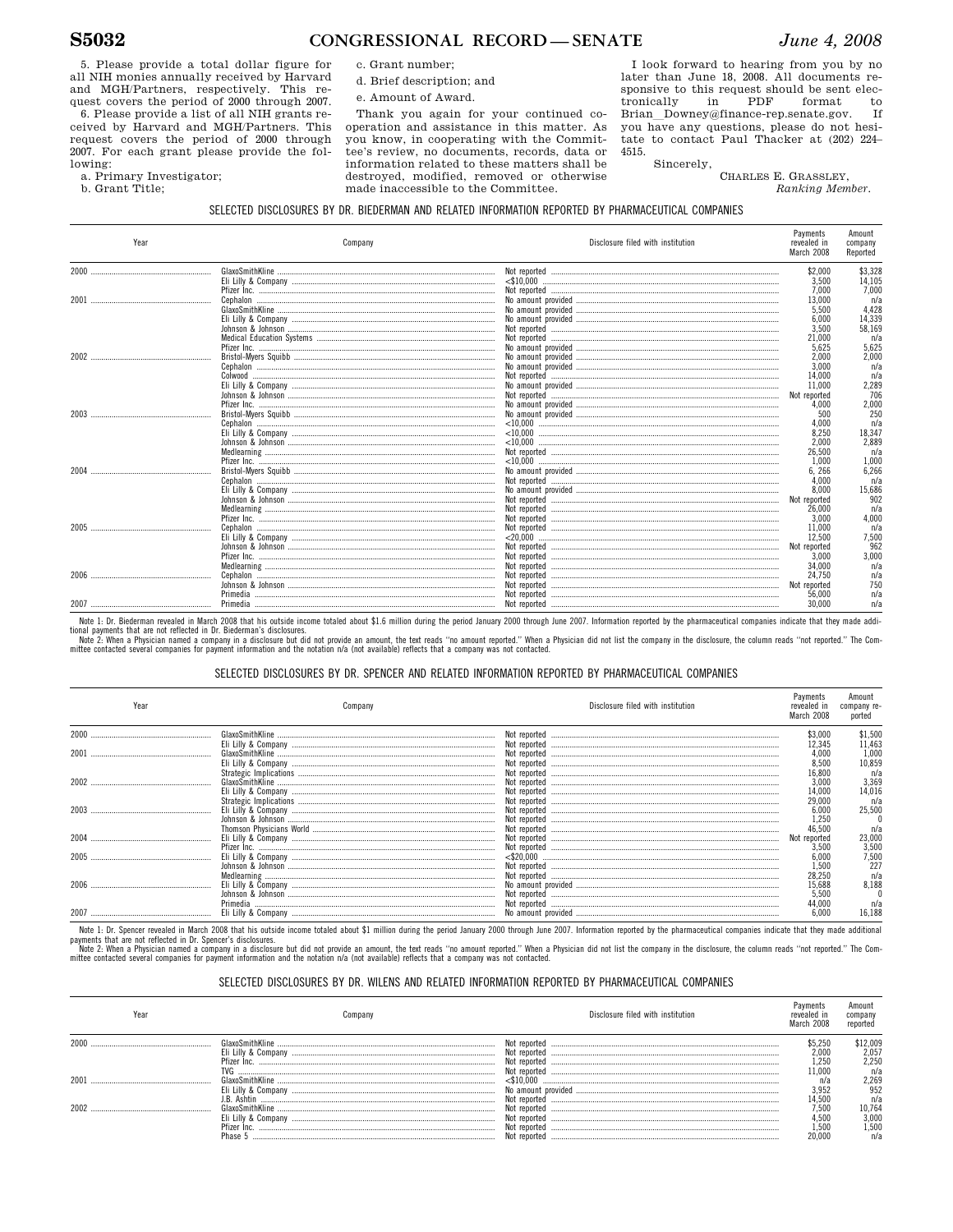5. Please provide a total dollar figure for all NIH monies annually received by Harvard and MGH/Partners, respectively. This request covers the period of 2000 through 2007.

6. Please provide a list of all NIH grants received by Harvard and MGH/Partners. This request covers the period of 2000 through 2007. For each grant please provide the following:

a. Primary Investigator;

b. Grant Title;

c. Grant number;

d. Brief description; and

e. Amount of Award.

Thank you again for your continued cooperation and assistance in this matter. As you know, in cooperating with the Committee's review, no documents, records, data or information related to these matters shall be destroyed, modified, removed or otherwise made inaccessible to the Committee.

I look forward to hearing from you by no later than June 18, 2008. All documents responsive to this request should be sent electronically in PDF format to Brian_Downey@finance-rep.senate.gov. If you have any questions, please do not hesitate to contact Paul Thacker at (202) 224–4515.

Sincerely,

CHARLES E. GRASSLEY,
*Ranking Member.*

SELECTED DISCLOSURES BY DR. BIEDERMAN AND RELATED INFORMATION REPORTED BY PHARMACEUTICAL COMPANIES

| Year | Company | Disclosure filed with institution | Payments revealed in March 2008 | Amount company Reported |
|---|---|---|---|---|
| 2000 | GlaxoSmithKline | Not reported | $2,000 | $3,328 |
| | Eli Lilly & Company | <$10,000 | 3,500 | 14,105 |
| | Pfizer Inc. | Not reported | 7,000 | 7,000 |
| 2001 | Cephalon | No amount provided | 13,000 | n/a |
| | GlaxoSmithKline | No amount provided | 5,500 | 4,428 |
| | Eli Lilly & Company | No amount provided | 6,000 | 14,339 |
| | Johnson & Johnson | Not reported | 3,500 | 58,169 |
| | Medical Education Systems | Not reported | 21,000 | n/a |
| | Pfizer Inc. | No amount provided | 5,625 | 5,625 |
| 2002 | Bristol-Myers Squibb | No amount provided | 2,000 | 2,000 |
| | Cephalon | No amount provided | 3,000 | n/a |
| | Colwood | Not reported | 14,000 | n/a |
| | Eli Lilly & Company | No amount provided | 11,000 | 2,289 |
| | Johnson & Johnson | Not reported | Not reported | 706 |
| | Pfizer Inc. | No amount provided | 4,000 | 2,000 |
| 2003 | Bristol-Myers Squibb | No amount provided | 500 | 250 |
| | Cephalon | <10,000 | 4,000 | n/a |
| | Eli Lilly & Company | <10,000 | 8,250 | 18,347 |
| | Johnson & Johnson | <10,000 | 2,000 | 2,889 |
| | Medlearning | Not reported | 26,500 | n/a |
| | Pfizer Inc. | <10,000 | 1,000 | 1,000 |
| 2004 | Bristol-Myers Squibb | No amount provided | 6, 266 | 6,266 |
| | Cephalon | Not reported | 4,000 | n/a |
| | Eli Lilly & Company | No amount provided | 8,000 | 15,686 |
| | Johnson & Johnson | Not reported | Not reported | 902 |
| | Medlearning | Not reported | 26,000 | n/a |
| | Pfizer Inc. | Not reported | 3,000 | 4,000 |
| 2005 | Cephalon | Not reported | 11,000 | n/a |
| | Eli Lilly & Company | <20,000 | 12,500 | 7,500 |
| | Johnson & Johnson | Not reported | Not reported | 962 |
| | Pfizer Inc. | Not reported | 3,000 | 3,000 |
| | Medlearning | Not reported | 34,000 | n/a |
| 2006 | Cephalon | Not reported | 24,750 | n/a |
| | Johnson & Johnson | Not reported | Not reported | 750 |
| | Primedia | Not reported | 56,000 | n/a |
| 2007 | Primedia | Not reported | 30,000 | n/a |

Note 1: Dr. Biederman revealed in March 2008 that his outside income totaled about $1.6 million during the period January 2000 through June 2007. Information reported by the pharmaceutical companies indicate that they made additional payments that are not reflected in Dr. Biederman's disclosures.

Note 2: When a Physician named a company in a disclosure but did not provide an amount, the text reads "no amount reported." When a Physician did not list the company in the disclosure, the column reads "not reported." The Committee contacted several companies for payment information and the notation n/a (not available) reflects that a company was not contacted.

SELECTED DISCLOSURES BY DR. SPENCER AND RELATED INFORMATION REPORTED BY PHARMACEUTICAL COMPANIES

| Year | Company | Disclosure filed with institution | Payments revealed in March 2008 | Amount company reported |
|---|---|---|---|---|
| 2000 | GlaxoSmithKline | Not reported | $3,000 | $1,500 |
| | Eli Lilly & Company | Not reported | 12,345 | 11,463 |
| 2001 | GlaxoSmithKline | Not reported | 4,000 | 1,000 |
| | Eli Lilly & Company | Not reported | 8,500 | 10,859 |
| | Strategic Implications | Not reported | 16,800 | n/a |
| 2002 | GlaxoSmithKline | Not reported | 3,000 | 3,369 |
| | Eli Lilly & Company | Not reported | 14,000 | 14,016 |
| | Strategic Implications | Not reported | 29,000 | n/a |
| 2003 | Eli Lilly & Company | Not reported | 6,000 | 25,500 |
| | Johnson & Johnson | Not reported | 1,250 | 0 |
| | Thomson Physicians World | Not reported | 46,500 | n/a |
| 2004 | Eli Lilly & Company | Not reported | Not reported | 23,000 |
| | Pfizer Inc. | Not reported | 3,500 | 3,500 |
| 2005 | Eli Lilly & Company | <$20,000 | 6,000 | 7,500 |
| | Johnson & Johnson | Not reported | 1,500 | 227 |
| | Medlearning | Not reported | 28,250 | n/a |
| 2006 | Eli Lilly & Company | No amount provided | 15,688 | 8,188 |
| | Johnson & Johnson | Not reported | 5,500 | 0 |
| | Primedia | Not reported | 44,000 | n/a |
| 2007 | Eli Lilly & Company | No amount provided | 6,000 | 16,188 |

Note 1: Dr. Spencer revealed in March 2008 that his outside income totaled about $1 million during the period January 2000 through June 2007. Information reported by the pharmaceutical companies indicate that they made additional payments that are not reflected in Dr. Spencer's disclosures.

Note 2: When a Physician named a company in a disclosure but did not provide an amount, the text reads "no amount reported." When a Physician did not list the company in the disclosure, the column reads "not reported." The Committee contacted several companies for payment information and the notation n/a (not available) reflects that a company was not contacted.

SELECTED DISCLOSURES BY DR. WILENS AND RELATED INFORMATION REPORTED BY PHARMACEUTICAL COMPANIES

| Year | Company | Disclosure filed with institution | Payments revealed in March 2008 | Amount company reported |
|---|---|---|---|---|
| 2000 | GlaxoSmithKline | Not reported | $5,250 | $12,009 |
| | Eli Lilly & Company | Not reported | 2,000 | 2,057 |
| | Pfizer Inc. | Not reported | 1,250 | 2,250 |
| | TVG | Not reported | 11,000 | n/a |
| 2001 | GlaxoSmithKline | <$10,000 | n/a | 2,269 |
| | Eli Lilly & Company | No amount provided | 3,952 | 952 |
| | J.B. Ashtin | Not reported | 14,500 | n/a |
| 2002 | GlaxoSmithKline | Not reported | 7,500 | 10,764 |
| | Eli Lilly & Company | Not reported | 4,500 | 3,000 |
| | Pfizer Inc. | Not reported | 1,500 | 1,500 |
| | Phase 5 | Not reported | 20,000 | n/a |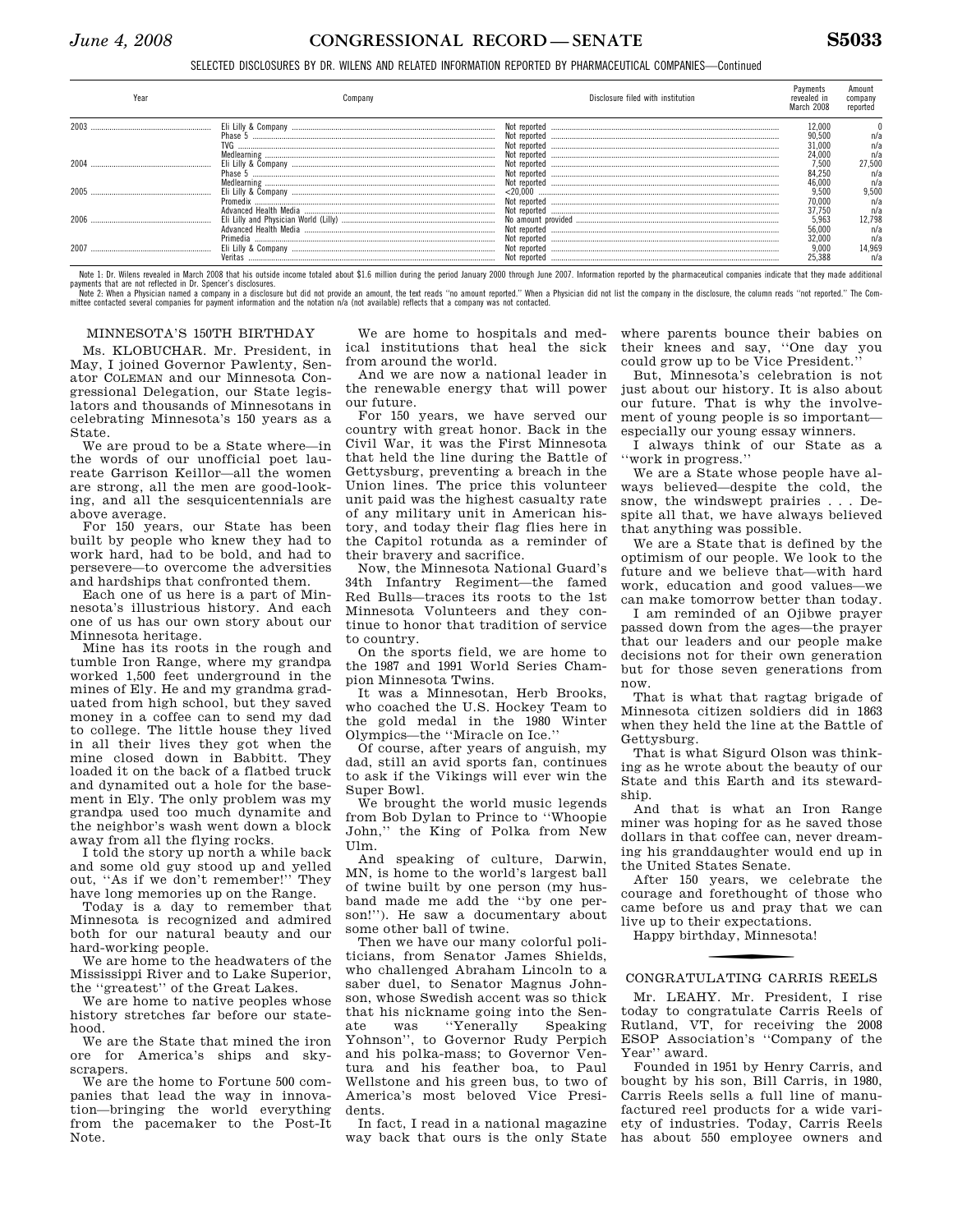SELECTED DISCLOSURES BY DR. WILENS AND RELATED INFORMATION REPORTED BY PHARMACEUTICAL COMPANIES—Continued

| Year | Company | Disclosure filed with institution | Payments revealed in March 2008 | Amount company reported |
|---|---|---|---|---|
| 2003 | Eli Lilly & Company | Not reported | 12,000 | 0 |
| | Phase 5 | Not reported | 90,500 | n/a |
| | TVG | Not reported | 31,000 | n/a |
| | Medlearning | Not reported | 24,000 | n/a |
| 2004 | Eli Lilly & Company | Not reported | 7,500 | 27,500 |
| | Phase 5 | Not reported | 84,250 | n/a |
| | Medlearning | Not reported | 46,000 | n/a |
| 2005 | Eli Lilly & Company | <20,000 | 9,500 | 9,500 |
| | Promedix | Not reported | 70,000 | n/a |
| | Advanced Health Media | Not reported | 37,750 | n/a |
| 2006 | Eli Lilly and Physician World (Lilly) | No amount provided | 5,963 | 12,798 |
| | Advanced Health Media | Not reported | 56,000 | n/a |
| | Primedia | Not reported | 32,000 | n/a |
| 2007 | Eli Lilly & Company | Not reported | 9,000 | 14,969 |
| | Veritas | Not reported | 25,388 | n/a |

Note 1: Dr. Wilens revealed in March 2008 that his outside income totaled about $1.6 million during the period January 2000 through June 2007. Information reported by the pharmaceutical companies indicate that they made additional payments that are not reflected in Dr. Spencer's disclosures.

Note 2: When a Physician named a company in a disclosure but did not provide an amount, the text reads "no amount reported." When a Physician did not list the company in the disclosure, the column reads "not reported." The Committee contacted several companies for payment information and the notation n/a (not available) reflects that a company was not contacted.

## MINNESOTA'S 150TH BIRTHDAY

Ms. KLOBUCHAR. Mr. President, in May, I joined Governor Pawlenty, Senator COLEMAN and our Minnesota Congressional Delegation, our State legislators and thousands of Minnesotans in celebrating Minnesota's 150 years as a State.

We are proud to be a State where—in the words of our unofficial poet laureate Garrison Keillor—all the women are strong, all the men are good-looking, and all the sesquicentennials are above average.

For 150 years, our State has been built by people who knew they had to work hard, had to be bold, and had to persevere—to overcome the adversities and hardships that confronted them.

Each one of us here is a part of Minnesota's illustrious history. And each one of us has our own story about our Minnesota heritage.

Mine has its roots in the rough and tumble Iron Range, where my grandpa worked 1,500 feet underground in the mines of Ely. He and my grandma graduated from high school, but they saved money in a coffee can to send my dad to college. The little house they lived in all their lives they got when the mine closed down in Babbitt. They loaded it on the back of a flatbed truck and dynamited out a hole for the basement in Ely. The only problem was my grandpa used too much dynamite and the neighbor's wash went down a block away from all the flying rocks.

I told the story up north a while back and some old guy stood up and yelled out, "As if we don't remember!" They have long memories up on the Range.

Today is a day to remember that Minnesota is recognized and admired both for our natural beauty and our hard-working people.

We are home to the headwaters of the Mississippi River and to Lake Superior, the "greatest" of the Great Lakes.

We are home to native peoples whose history stretches far before our statehood.

We are the State that mined the iron ore for America's ships and skyscrapers.

We are the home to Fortune 500 companies that lead the way in innovation—bringing the world everything from the pacemaker to the Post-It Note.

We are home to hospitals and medical institutions that heal the sick from around the world.

And we are now a national leader in the renewable energy that will power our future.

For 150 years, we have served our country with great honor. Back in the Civil War, it was the First Minnesota that held the line during the Battle of Gettysburg, preventing a breach in the Union lines. The price this volunteer unit paid was the highest casualty rate of any military unit in American history, and today their flag flies here in the Capitol rotunda as a reminder of their bravery and sacrifice.

Now, the Minnesota National Guard's 34th Infantry Regiment—the famed Red Bulls—traces its roots to the 1st Minnesota Volunteers and they continue to honor that tradition of service to country.

On the sports field, we are home to the 1987 and 1991 World Series Champion Minnesota Twins.

It was a Minnesotan, Herb Brooks, who coached the U.S. Hockey Team to the gold medal in the 1980 Winter Olympics—the "Miracle on Ice."

Of course, after years of anguish, my dad, still an avid sports fan, continues to ask if the Vikings will ever win the Super Bowl.

We brought the world music legends from Bob Dylan to Prince to "Whoopie John," the King of Polka from New Ulm.

And speaking of culture, Darwin, MN, is home to the world's largest ball of twine built by one person (my husband made me add the "by one person!"). He saw a documentary about some other ball of twine.

Then we have our many colorful politicians, from Senator James Shields, who challenged Abraham Lincoln to a saber duel, to Senator Magnus Johnson, whose Swedish accent was so thick that his nickname going into the Senate was "Yenerally Speaking Yohnson", to Governor Rudy Perpich and his polka-mass; to Governor Ventura and his feather boa, to Paul Wellstone and his green bus, to two of America's most beloved Vice Presidents.

In fact, I read in a national magazine way back that ours is the only State where parents bounce their babies on their knees and say, "One day you could grow up to be Vice President."

But, Minnesota's celebration is not just about our history. It is also about our future. That is why the involvement of young people is so important—especially our young essay winners.

I always think of our State as a "work in progress."

We are a State whose people have always believed—despite the cold, the snow, the windswept prairies . . . Despite all that, we have always believed that anything was possible.

We are a State that is defined by the optimism of our people. We look to the future and we believe that—with hard work, education and good values—we can make tomorrow better than today.

I am reminded of an Ojibwe prayer passed down from the ages—the prayer that our leaders and our people make decisions not for their own generation but for those seven generations from now.

That is what that ragtag brigade of Minnesota citizen soldiers did in 1863 when they held the line at the Battle of Gettysburg.

That is what Sigurd Olson was thinking as he wrote about the beauty of our State and this Earth and its stewardship.

And that is what an Iron Range miner was hoping for as he saved those dollars in that coffee can, never dreaming his granddaughter would end up in the United States Senate.

After 150 years, we celebrate the courage and forethought of those who came before us and pray that we can live up to their expectations.

Happy birthday, Minnesota!

## CONGRATULATING CARRIS REELS

Mr. LEAHY. Mr. President, I rise today to congratulate Carris Reels of Rutland, VT, for receiving the 2008 ESOP Association's "Company of the Year" award.

Founded in 1951 by Henry Carris, and bought by his son, Bill Carris, in 1980, Carris Reels sells a full line of manufactured reel products for a wide variety of industries. Today, Carris Reels has about 550 employee owners and